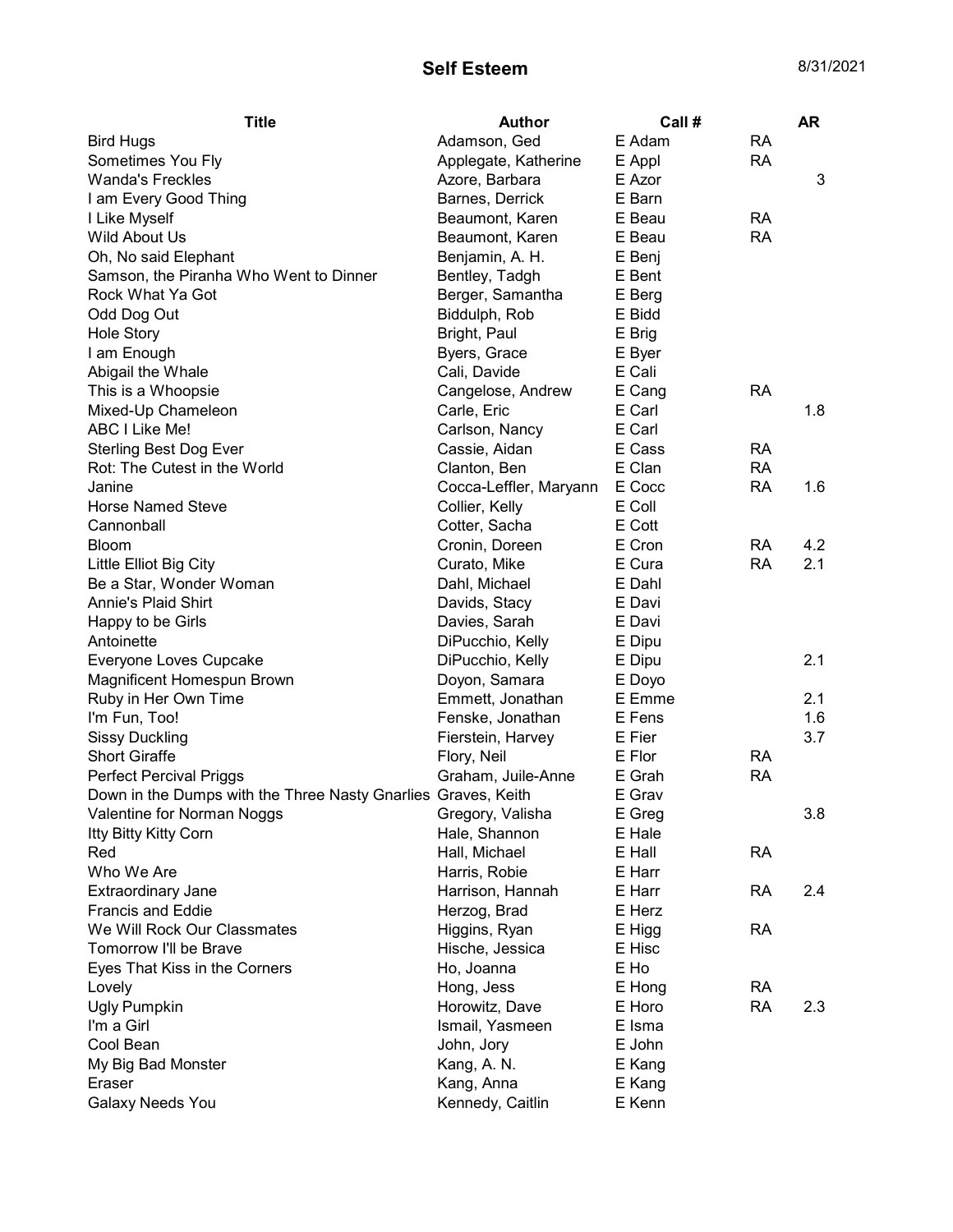# Self Esteem

8/31/2021

| Title | Author | Call # | | AR |
|---|---|---|---|---|
| Bird Hugs | Adamson, Ged | E Adam | RA | |
| Sometimes You Fly | Applegate, Katherine | E Appl | RA | |
| Wanda's Freckles | Azore, Barbara | E Azor | | 3 |
| I am Every Good Thing | Barnes, Derrick | E Barn | | |
| I Like Myself | Beaumont, Karen | E Beau | RA | |
| Wild About Us | Beaumont, Karen | E Beau | RA | |
| Oh, No said Elephant | Benjamin, A. H. | E Benj | | |
| Samson, the Piranha Who Went to Dinner | Bentley, Tadgh | E Bent | | |
| Rock What Ya Got | Berger, Samantha | E Berg | | |
| Odd Dog Out | Biddulph, Rob | E Bidd | | |
| Hole Story | Bright, Paul | E Brig | | |
| I am Enough | Byers, Grace | E Byer | | |
| Abigail the Whale | Cali, Davide | E Cali | | |
| This is a Whoopsie | Cangelose, Andrew | E Cang | RA | |
| Mixed-Up Chameleon | Carle, Eric | E Carl | | 1.8 |
| ABC I Like Me! | Carlson, Nancy | E Carl | | |
| Sterling Best Dog Ever | Cassie, Aidan | E Cass | RA | |
| Rot: The Cutest in the World | Clanton, Ben | E Clan | RA | |
| Janine | Cocca-Leffler, Maryann | E Cocc | RA | 1.6 |
| Horse Named Steve | Collier, Kelly | E Coll | | |
| Cannonball | Cotter, Sacha | E Cott | | |
| Bloom | Cronin, Doreen | E Cron | RA | 4.2 |
| Little Elliot Big City | Curato, Mike | E Cura | RA | 2.1 |
| Be a Star, Wonder Woman | Dahl, Michael | E Dahl | | |
| Annie's Plaid Shirt | Davids, Stacy | E Davi | | |
| Happy to be Girls | Davies, Sarah | E Davi | | |
| Antoinette | DiPucchio, Kelly | E Dipu | | |
| Everyone Loves Cupcake | DiPucchio, Kelly | E Dipu | | 2.1 |
| Magnificent Homespun Brown | Doyon, Samara | E Doyo | | |
| Ruby in Her Own Time | Emmett, Jonathan | E Emme | | 2.1 |
| I'm Fun, Too! | Fenske, Jonathan | E Fens | | 1.6 |
| Sissy Duckling | Fierstein, Harvey | E Fier | | 3.7 |
| Short Giraffe | Flory, Neil | E Flor | RA | |
| Perfect Percival Priggs | Graham, Juile-Anne | E Grah | RA | |
| Down in the Dumps with the Three Nasty Gnarlies | Graves, Keith | E Grav | | |
| Valentine for Norman Noggs | Gregory, Valisha | E Greg | | 3.8 |
| Itty Bitty Kitty Corn | Hale, Shannon | E Hale | | |
| Red | Hall, Michael | E Hall | RA | |
| Who We Are | Harris, Robie | E Harr | | |
| Extraordinary Jane | Harrison, Hannah | E Harr | RA | 2.4 |
| Francis and Eddie | Herzog, Brad | E Herz | | |
| We Will Rock Our Classmates | Higgins, Ryan | E Higg | RA | |
| Tomorrow I'll be Brave | Hische, Jessica | E Hisc | | |
| Eyes That Kiss in the Corners | Ho, Joanna | E Ho | | |
| Lovely | Hong, Jess | E Hong | RA | |
| Ugly Pumpkin | Horowitz, Dave | E Horo | RA | 2.3 |
| I'm a Girl | Ismail, Yasmeen | E Isma | | |
| Cool Bean | John, Jory | E John | | |
| My Big Bad Monster | Kang, A. N. | E Kang | | |
| Eraser | Kang, Anna | E Kang | | |
| Galaxy Needs You | Kennedy, Caitlin | E Kenn | | |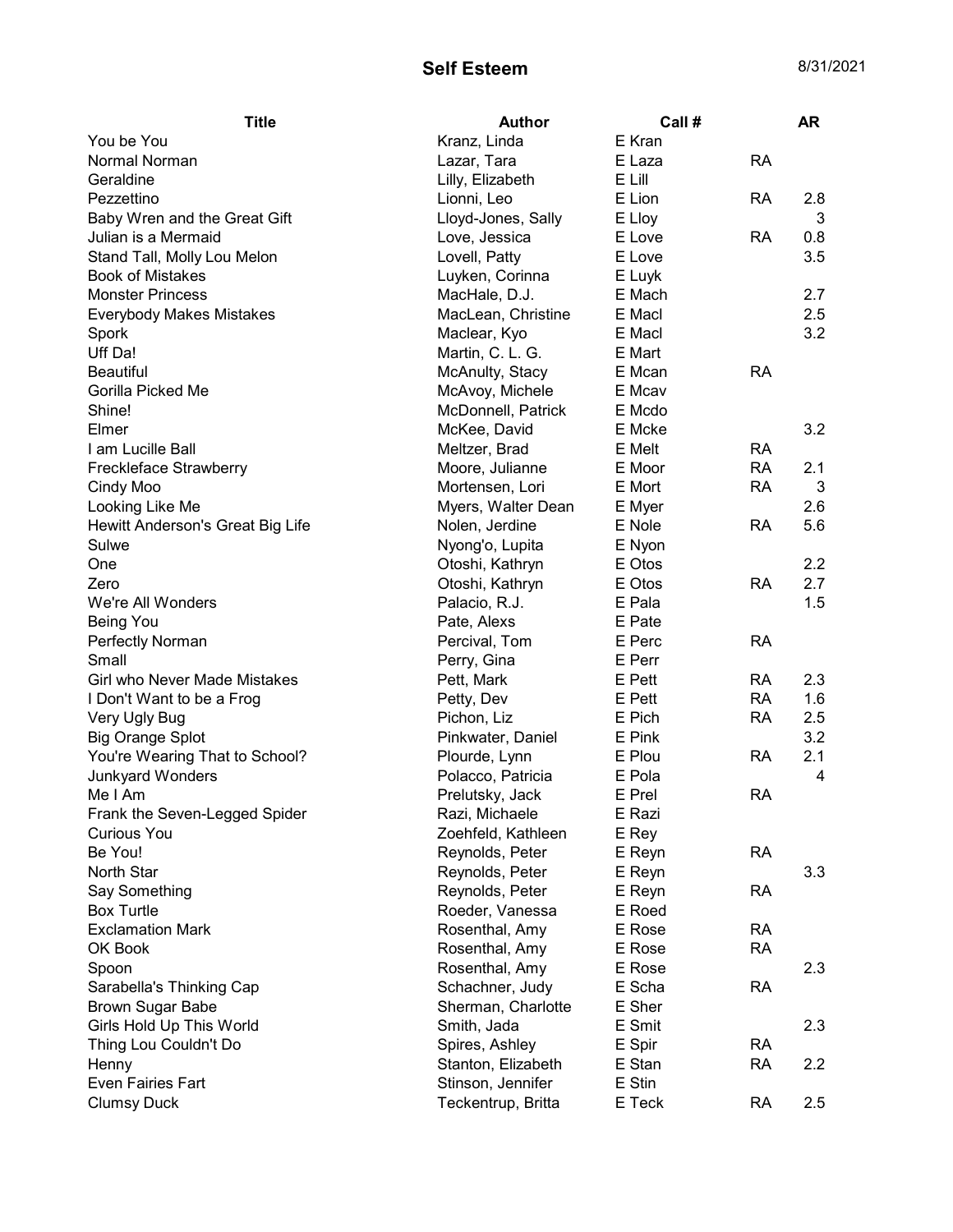# Self Esteem

8/31/2021

| Title | Author | Call # | | AR |
|---|---|---|---|---|
| You be You | Kranz, Linda | E Kran | | |
| Normal Norman | Lazar, Tara | E Laza | RA | |
| Geraldine | Lilly, Elizabeth | E Lill | | |
| Pezzettino | Lionni, Leo | E Lion | RA | 2.8 |
| Baby Wren and the Great Gift | Lloyd-Jones, Sally | E Lloy | | 3 |
| Julian is a Mermaid | Love, Jessica | E Love | RA | 0.8 |
| Stand Tall, Molly Lou Melon | Lovell, Patty | E Love | | 3.5 |
| Book of Mistakes | Luyken, Corinna | E Luyk | | |
| Monster Princess | MacHale, D.J. | E Mach | | 2.7 |
| Everybody Makes Mistakes | MacLean, Christine | E Macl | | 2.5 |
| Spork | Maclear, Kyo | E Macl | | 3.2 |
| Uff Da! | Martin, C. L. G. | E Mart | | |
| Beautiful | McAnulty, Stacy | E Mcan | RA | |
| Gorilla Picked Me | McAvoy, Michele | E Mcav | | |
| Shine! | McDonnell, Patrick | E Mcdo | | |
| Elmer | McKee, David | E Mcke | | 3.2 |
| I am Lucille Ball | Meltzer, Brad | E Melt | RA | |
| Freckleface Strawberry | Moore, Julianne | E Moor | RA | 2.1 |
| Cindy Moo | Mortensen, Lori | E Mort | RA | 3 |
| Looking Like Me | Myers, Walter Dean | E Myer | | 2.6 |
| Hewitt Anderson's Great Big Life | Nolen, Jerdine | E Nole | RA | 5.6 |
| Sulwe | Nyong'o, Lupita | E Nyon | | |
| One | Otoshi, Kathryn | E Otos | | 2.2 |
| Zero | Otoshi, Kathryn | E Otos | RA | 2.7 |
| We're All Wonders | Palacio, R.J. | E Pala | | 1.5 |
| Being You | Pate, Alexs | E Pate | | |
| Perfectly Norman | Percival, Tom | E Perc | RA | |
| Small | Perry, Gina | E Perr | | |
| Girl who Never Made Mistakes | Pett, Mark | E Pett | RA | 2.3 |
| I Don't Want to be a Frog | Petty, Dev | E Pett | RA | 1.6 |
| Very Ugly Bug | Pichon, Liz | E Pich | RA | 2.5 |
| Big Orange Splot | Pinkwater, Daniel | E Pink | | 3.2 |
| You're Wearing That to School? | Plourde, Lynn | E Plou | RA | 2.1 |
| Junkyard Wonders | Polacco, Patricia | E Pola | | 4 |
| Me I Am | Prelutsky, Jack | E Prel | RA | |
| Frank the Seven-Legged Spider | Razi, Michaele | E Razi | | |
| Curious You | Zoehfeld, Kathleen | E Rey | | |
| Be You! | Reynolds, Peter | E Reyn | RA | |
| North Star | Reynolds, Peter | E Reyn | | 3.3 |
| Say Something | Reynolds, Peter | E Reyn | RA | |
| Box Turtle | Roeder, Vanessa | E Roed | | |
| Exclamation Mark | Rosenthal, Amy | E Rose | RA | |
| OK Book | Rosenthal, Amy | E Rose | RA | |
| Spoon | Rosenthal, Amy | E Rose | | 2.3 |
| Sarabella's Thinking Cap | Schachner, Judy | E Scha | RA | |
| Brown Sugar Babe | Sherman, Charlotte | E Sher | | |
| Girls Hold Up This World | Smith, Jada | E Smit | | 2.3 |
| Thing Lou Couldn't Do | Spires, Ashley | E Spir | RA | |
| Henny | Stanton, Elizabeth | E Stan | RA | 2.2 |
| Even Fairies Fart | Stinson, Jennifer | E Stin | | |
| Clumsy Duck | Teckentrup, Britta | E Teck | RA | 2.5 |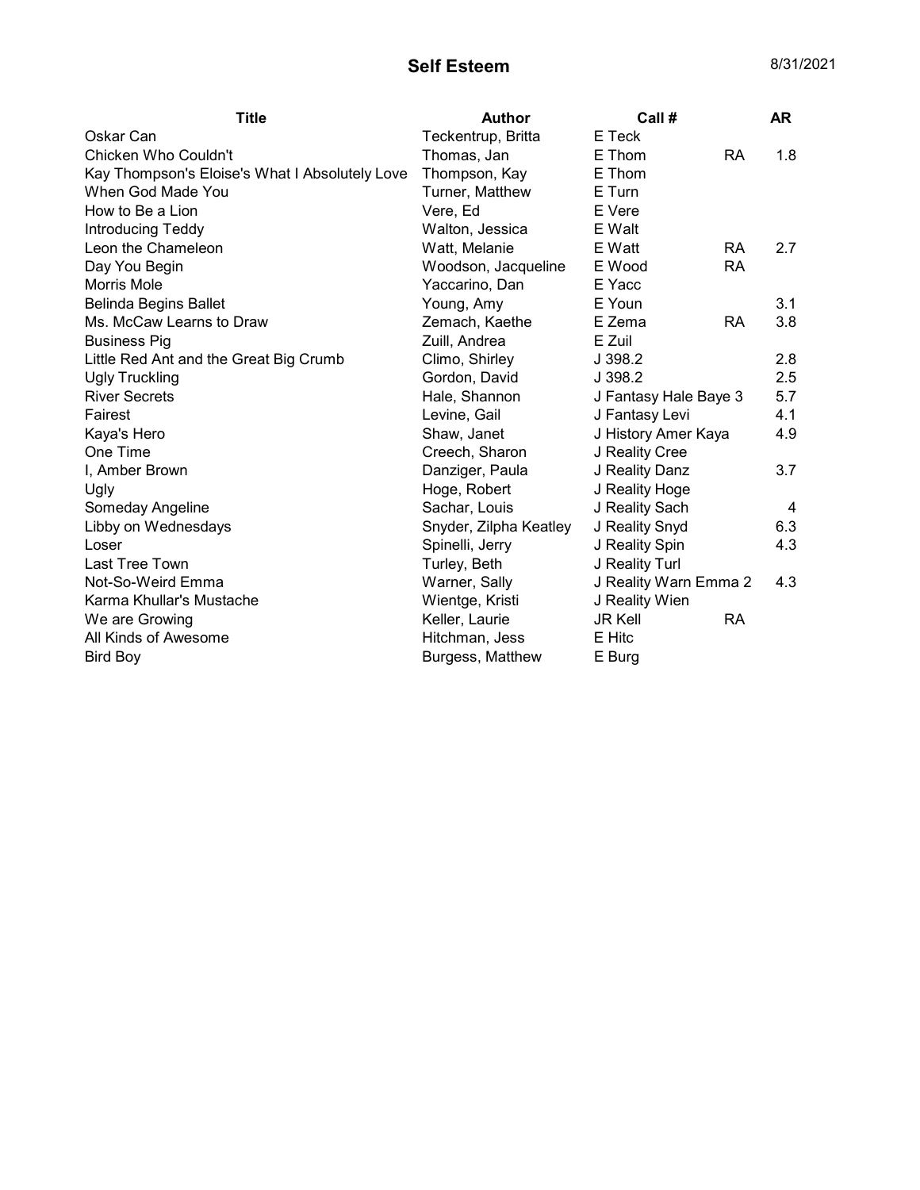# Self Esteem

8/31/2021

| Title | Author | Call # | | AR |
|---|---|---|---|---|
| Oskar Can | Teckentrup, Britta | E Teck | | |
| Chicken Who Couldn't | Thomas, Jan | E Thom | RA | 1.8 |
| Kay Thompson's Eloise's What I Absolutely Love | Thompson, Kay | E Thom | | |
| When God Made You | Turner, Matthew | E Turn | | |
| How to Be a Lion | Vere, Ed | E Vere | | |
| Introducing Teddy | Walton, Jessica | E Walt | | |
| Leon the Chameleon | Watt, Melanie | E Watt | RA | 2.7 |
| Day You Begin | Woodson, Jacqueline | E Wood | RA | |
| Morris Mole | Yaccarino, Dan | E Yacc | | |
| Belinda Begins Ballet | Young, Amy | E Youn | | 3.1 |
| Ms. McCaw Learns to Draw | Zemach, Kaethe | E Zema | RA | 3.8 |
| Business Pig | Zuill, Andrea | E Zuil | | |
| Little Red Ant and the Great Big Crumb | Climo, Shirley | J 398.2 | | 2.8 |
| Ugly Truckling | Gordon, David | J 398.2 | | 2.5 |
| River Secrets | Hale, Shannon | J Fantasy Hale Baye 3 | | 5.7 |
| Fairest | Levine, Gail | J Fantasy Levi | | 4.1 |
| Kaya's Hero | Shaw, Janet | J History Amer Kaya | | 4.9 |
| One Time | Creech, Sharon | J Reality Cree | | |
| I, Amber Brown | Danziger, Paula | J Reality Danz | | 3.7 |
| Ugly | Hoge, Robert | J Reality Hoge | | |
| Someday Angeline | Sachar, Louis | J Reality Sach | | 4 |
| Libby on Wednesdays | Snyder, Zilpha Keatley | J Reality Snyd | | 6.3 |
| Loser | Spinelli, Jerry | J Reality Spin | | 4.3 |
| Last Tree Town | Turley, Beth | J Reality Turl | | |
| Not-So-Weird Emma | Warner, Sally | J Reality Warn Emma 2 | | 4.3 |
| Karma Khullar's Mustache | Wientge, Kristi | J Reality Wien | | |
| We are Growing | Keller, Laurie | JR Kell | RA | |
| All Kinds of Awesome | Hitchman, Jess | E Hitc | | |
| Bird Boy | Burgess, Matthew | E Burg | | |